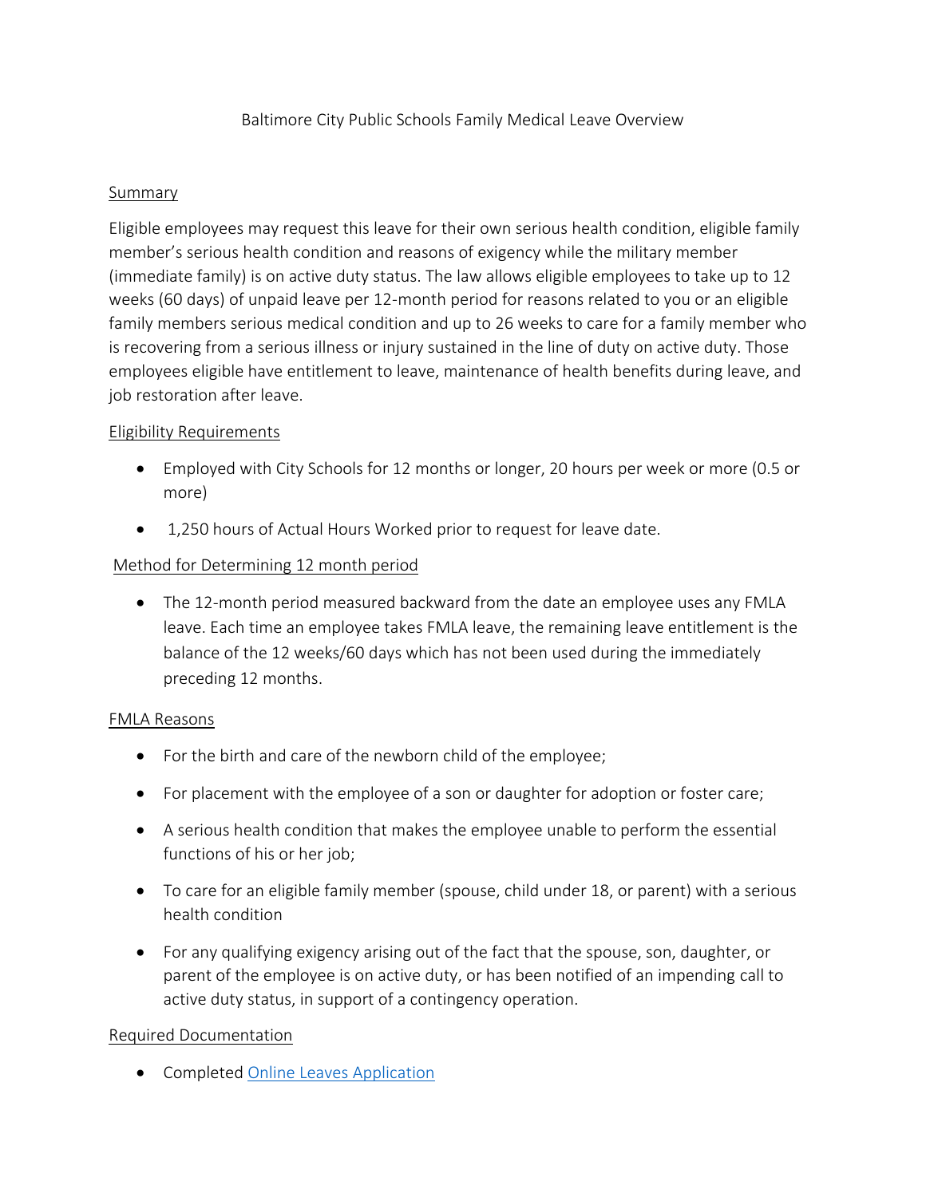# Baltimore City Public Schools Family Medical Leave Overview

## Summary

Eligible employees may request this leave for their own serious health condition, eligible family member's serious health condition and reasons of exigency while the military member (immediate family) is on active duty status. The law allows eligible employees to take up to 12 weeks (60 days) of unpaid leave per 12-month period for reasons related to you or an eligible family members serious medical condition and up to 26 weeks to care for a family member who is recovering from a serious illness or injury sustained in the line of duty on active duty. Those employees eligible have entitlement to leave, maintenance of health benefits during leave, and job restoration after leave.

## Eligibility Requirements

- Employed with City Schools for 12 months or longer, 20 hours per week or more (0.5 or more)
- 1,250 hours of Actual Hours Worked prior to request for leave date.

## Method for Determining 12 month period

- The 12-month period measured backward from the date an employee uses any FMLA leave. Each time an employee takes FMLA leave, the remaining leave entitlement is the balance of the 12 weeks/60 days which has not been used during the immediately preceding 12 months.

## FMLA Reasons

- For the birth and care of the newborn child of the employee;
- For placement with the employee of a son or daughter for adoption or foster care;
- A serious health condition that makes the employee unable to perform the essential functions of his or her job;
- To care for an eligible family member (spouse, child under 18, or parent) with a serious health condition
- For any qualifying exigency arising out of the fact that the spouse, son, daughter, or parent of the employee is on active duty, or has been notified of an impending call to active duty status, in support of a contingency operation.

## Required Documentation

- Completed Online Leaves Application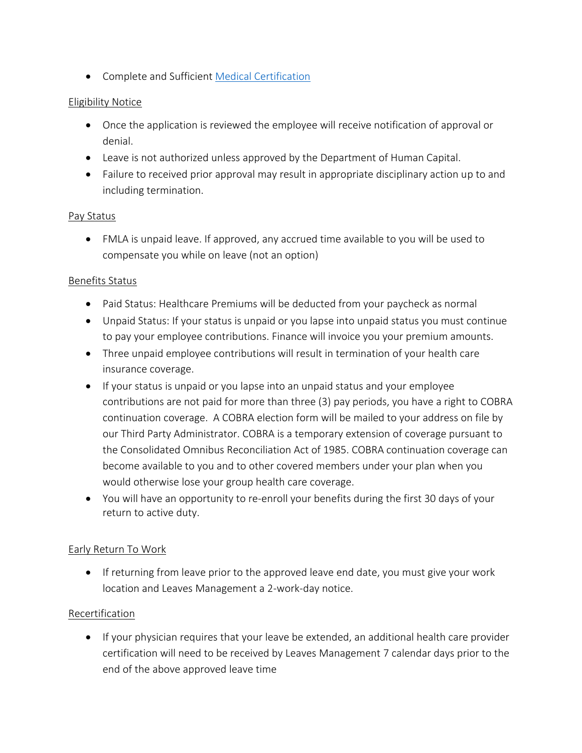- Complete and Sufficient [Medical Certification]

Eligibility Notice

- Once the application is reviewed the employee will receive notification of approval or denial.
- Leave is not authorized unless approved by the Department of Human Capital.
- Failure to received prior approval may result in appropriate disciplinary action up to and including termination.

Pay Status

- FMLA is unpaid leave. If approved, any accrued time available to you will be used to compensate you while on leave (not an option)

Benefits Status

- Paid Status: Healthcare Premiums will be deducted from your paycheck as normal
- Unpaid Status: If your status is unpaid or you lapse into unpaid status you must continue to pay your employee contributions. Finance will invoice you your premium amounts.
- Three unpaid employee contributions will result in termination of your health care insurance coverage.
- If your status is unpaid or you lapse into an unpaid status and your employee contributions are not paid for more than three (3) pay periods, you have a right to COBRA continuation coverage. A COBRA election form will be mailed to your address on file by our Third Party Administrator. COBRA is a temporary extension of coverage pursuant to the Consolidated Omnibus Reconciliation Act of 1985. COBRA continuation coverage can become available to you and to other covered members under your plan when you would otherwise lose your group health care coverage.
- You will have an opportunity to re-enroll your benefits during the first 30 days of your return to active duty.

Early Return To Work

- If returning from leave prior to the approved leave end date, you must give your work location and Leaves Management a 2-work-day notice.

Recertification

- If your physician requires that your leave be extended, an additional health care provider certification will need to be received by Leaves Management 7 calendar days prior to the end of the above approved leave time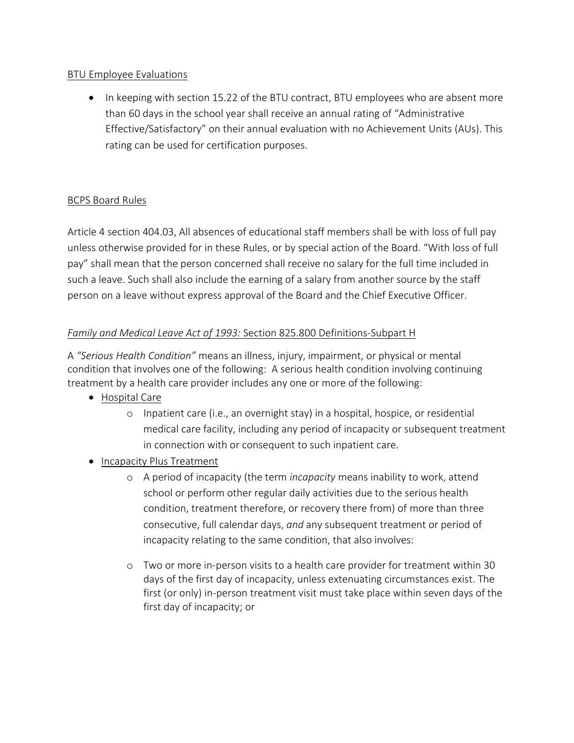BTU Employee Evaluations

- In keeping with section 15.22 of the BTU contract, BTU employees who are absent more than 60 days in the school year shall receive an annual rating of "Administrative Effective/Satisfactory" on their annual evaluation with no Achievement Units (AUs). This rating can be used for certification purposes.

BCPS Board Rules

Article 4 section 404.03, All absences of educational staff members shall be with loss of full pay unless otherwise provided for in these Rules, or by special action of the Board. "With loss of full pay" shall mean that the person concerned shall receive no salary for the full time included in such a leave. Such shall also include the earning of a salary from another source by the staff person on a leave without express approval of the Board and the Chief Executive Officer.

*Family and Medical Leave Act of 1993:* Section 825.800 Definitions-Subpart H

A *"Serious Health Condition"* means an illness, injury, impairment, or physical or mental condition that involves one of the following: A serious health condition involving continuing treatment by a health care provider includes any one or more of the following:

- Hospital Care
  - Inpatient care (i.e., an overnight stay) in a hospital, hospice, or residential medical care facility, including any period of incapacity or subsequent treatment in connection with or consequent to such inpatient care.
- Incapacity Plus Treatment
  - A period of incapacity (the term *incapacity* means inability to work, attend school or perform other regular daily activities due to the serious health condition, treatment therefore, or recovery there from) of more than three consecutive, full calendar days, *and* any subsequent treatment or period of incapacity relating to the same condition, that also involves:
  - Two or more in-person visits to a health care provider for treatment within 30 days of the first day of incapacity, unless extenuating circumstances exist. The first (or only) in-person treatment visit must take place within seven days of the first day of incapacity; or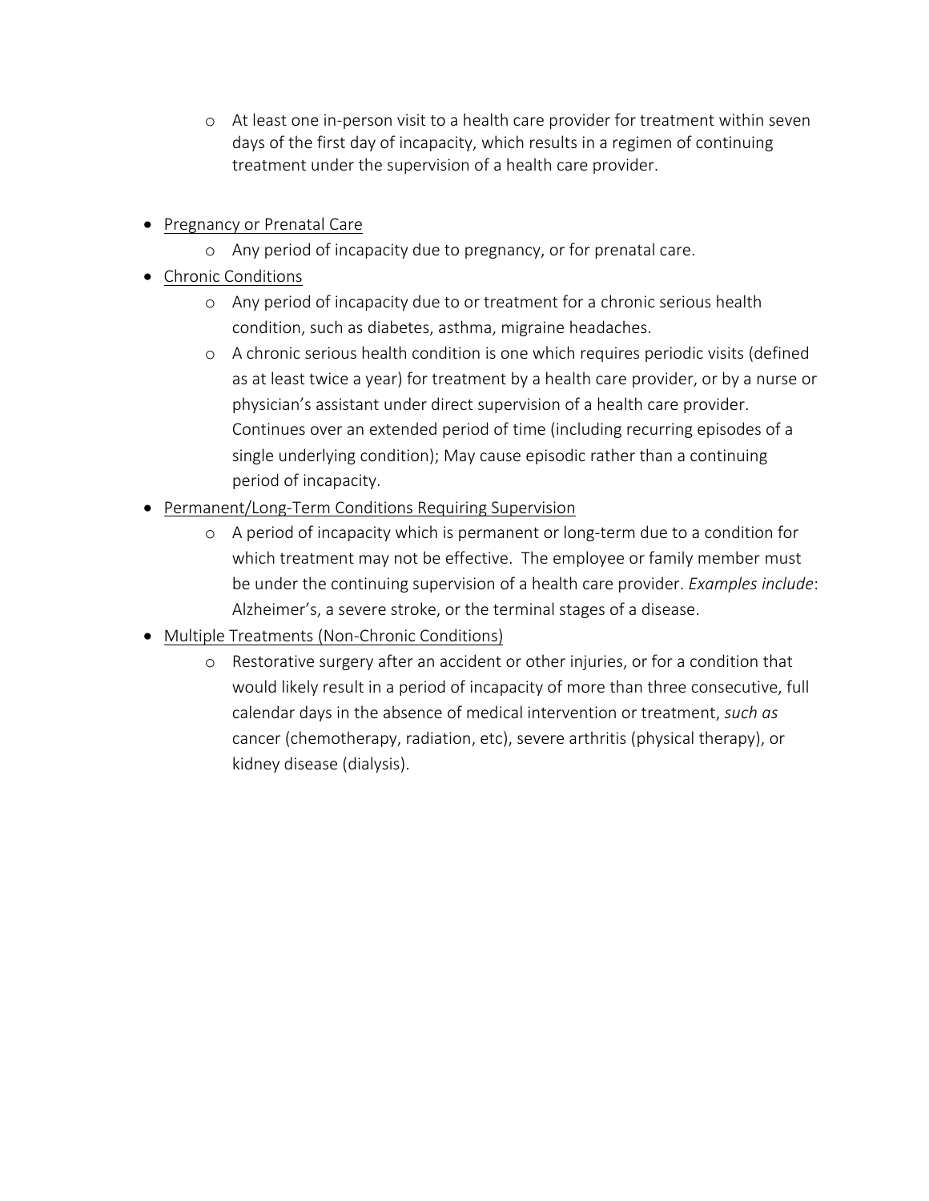- At least one in-person visit to a health care provider for treatment within seven days of the first day of incapacity, which results in a regimen of continuing treatment under the supervision of a health care provider.

- <u>Pregnancy or Prenatal Care</u>
  - Any period of incapacity due to pregnancy, or for prenatal care.
- <u>Chronic Conditions</u>
  - Any period of incapacity due to or treatment for a chronic serious health condition, such as diabetes, asthma, migraine headaches.
  - A chronic serious health condition is one which requires periodic visits (defined as at least twice a year) for treatment by a health care provider, or by a nurse or physician's assistant under direct supervision of a health care provider. Continues over an extended period of time (including recurring episodes of a single underlying condition); May cause episodic rather than a continuing period of incapacity.
- <u>Permanent/Long-Term Conditions Requiring Supervision</u>
  - A period of incapacity which is permanent or long-term due to a condition for which treatment may not be effective. The employee or family member must be under the continuing supervision of a health care provider. *Examples include*: Alzheimer's, a severe stroke, or the terminal stages of a disease.
- <u>Multiple Treatments (Non-Chronic Conditions)</u>
  - Restorative surgery after an accident or other injuries, or for a condition that would likely result in a period of incapacity of more than three consecutive, full calendar days in the absence of medical intervention or treatment, *such as* cancer (chemotherapy, radiation, etc), severe arthritis (physical therapy), or kidney disease (dialysis).